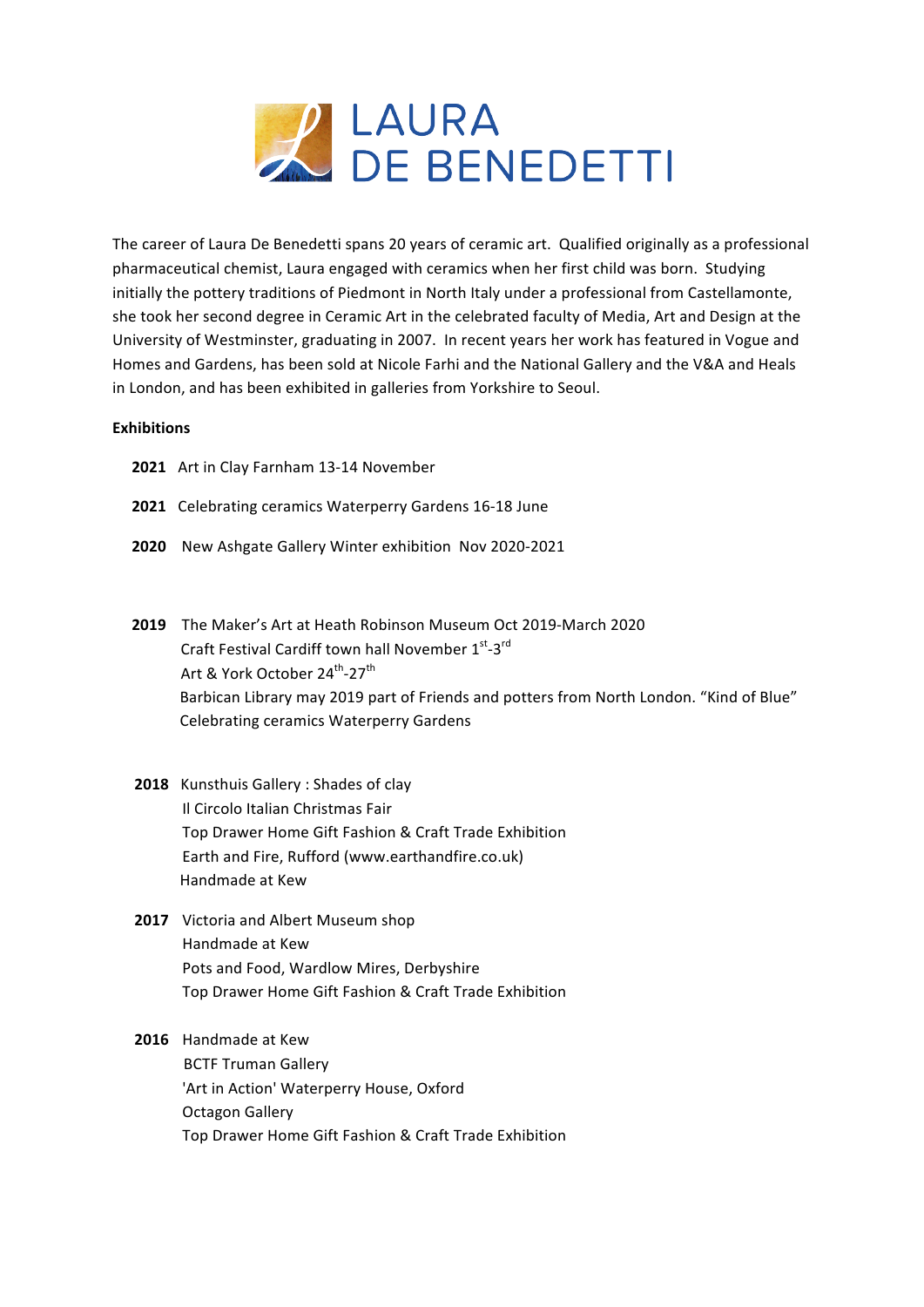# LAURA DE BENEDETTI

The career of Laura De Benedetti spans 20 years of ceramic art. Qualified originally as a professional pharmaceutical chemist, Laura engaged with ceramics when her first child was born. Studying initially the pottery traditions of Piedmont in North Italy under a professional from Castellamonte, she took her second degree in Ceramic Art in the celebrated faculty of Media, Art and Design at the University of Westminster, graduating in 2007. In recent years her work has featured in Vogue and Homes and Gardens, has been sold at Nicole Farhi and the National Gallery and the V&A and Heals in London, and has been exhibited in galleries from Yorkshire to Seoul.

**Exhibitions**

**2021** Art in Clay Farnham 13-14 November

**2021** Celebrating ceramics Waterperry Gardens 16-18 June

**2020** New Ashgate Gallery Winter exhibition Nov 2020-2021

**2019** The Maker's Art at Heath Robinson Museum Oct 2019-March 2020
Craft Festival Cardiff town hall November 1st-3rd
Art & York October 24th-27th
Barbican Library may 2019 part of Friends and potters from North London. "Kind of Blue"
Celebrating ceramics Waterperry Gardens

**2018** Kunsthuis Gallery : Shades of clay
Il Circolo Italian Christmas Fair
Top Drawer Home Gift Fashion & Craft Trade Exhibition
Earth and Fire, Rufford (www.earthandfire.co.uk)
Handmade at Kew

**2017** Victoria and Albert Museum shop
Handmade at Kew
Pots and Food, Wardlow Mires, Derbyshire
Top Drawer Home Gift Fashion & Craft Trade Exhibition

**2016** Handmade at Kew
BCTF Truman Gallery
'Art in Action' Waterperry House, Oxford
Octagon Gallery
Top Drawer Home Gift Fashion & Craft Trade Exhibition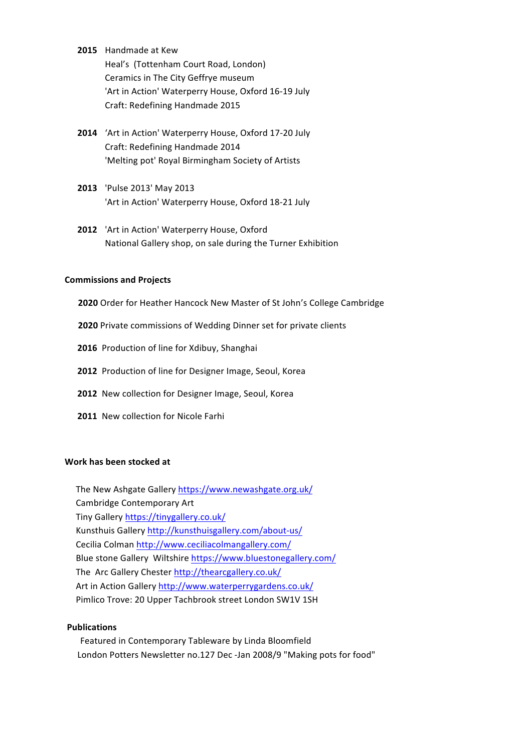**2015** Handmade at Kew
Heal's (Tottenham Court Road, London)
Ceramics in The City Geffrye museum
'Art in Action' Waterperry House, Oxford 16-19 July
Craft: Redefining Handmade 2015

**2014** 'Art in Action' Waterperry House, Oxford 17-20 July
Craft: Redefining Handmade 2014
'Melting pot' Royal Birmingham Society of Artists

**2013** 'Pulse 2013' May 2013
'Art in Action' Waterperry House, Oxford 18-21 July

**2012** 'Art in Action' Waterperry House, Oxford
National Gallery shop, on sale during the Turner Exhibition

**Commissions and Projects**

**2020** Order for Heather Hancock New Master of St John's College Cambridge

**2020** Private commissions of Wedding Dinner set for private clients

**2016** Production of line for Xdibuy, Shanghai

**2012** Production of line for Designer Image, Seoul, Korea

**2012** New collection for Designer Image, Seoul, Korea

**2011** New collection for Nicole Farhi

**Work has been stocked at**

The New Ashgate Gallery https://www.newashgate.org.uk/
Cambridge Contemporary Art
Tiny Gallery https://tinygallery.co.uk/
Kunsthuis Gallery http://kunsthuisgallery.com/about-us/
Cecilia Colman http://www.ceciliacolmangallery.com/
Blue stone Gallery Wiltshire https://www.bluestonegallery.com/
The Arc Gallery Chester http://thearcgallery.co.uk/
Art in Action Gallery http://www.waterperrygardens.co.uk/
Pimlico Trove: 20 Upper Tachbrook street London SW1V 1SH

**Publications**

Featured in Contemporary Tableware by Linda Bloomfield
London Potters Newsletter no.127 Dec -Jan 2008/9 "Making pots for food"